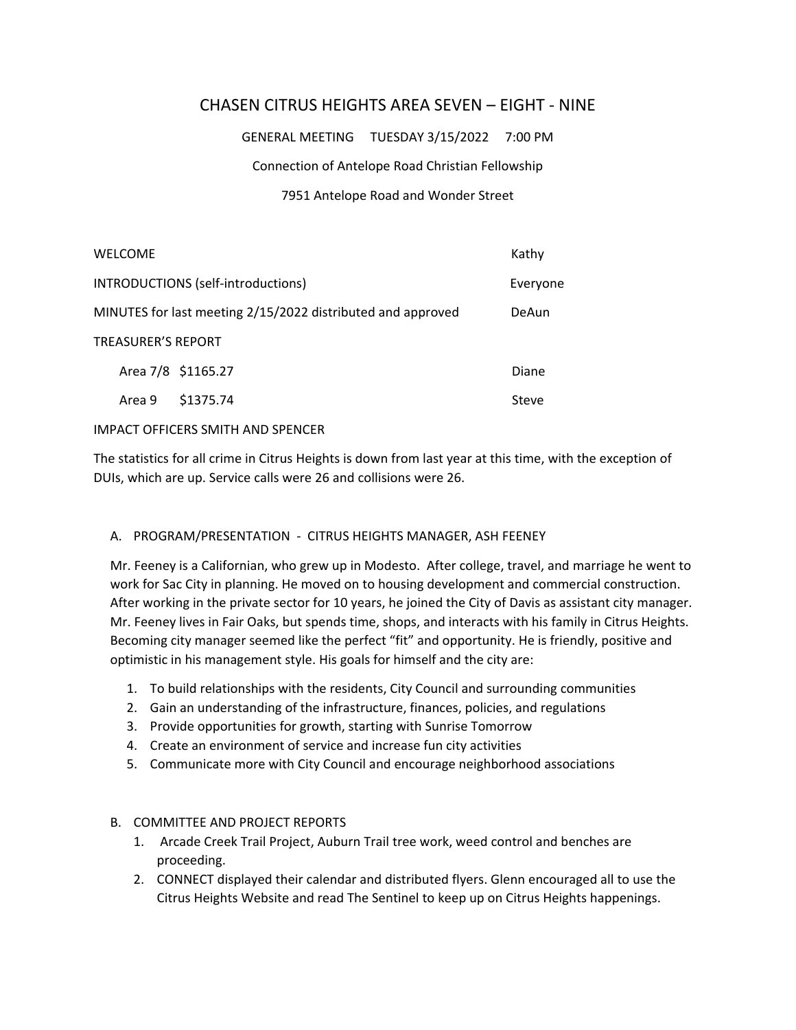# CHASEN CITRUS HEIGHTS AREA SEVEN – EIGHT - NINE

GENERAL MEETING TUESDAY 3/15/2022 7:00 PM

Connection of Antelope Road Christian Fellowship

7951 Antelope Road and Wonder Street

| | |
|---|---|
| WELCOME | Kathy |
| INTRODUCTIONS (self-introductions) | Everyone |
| MINUTES for last meeting 2/15/2022 distributed and approved | DeAun |
| TREASURER'S REPORT | |
| Area 7/8 $1165.27 | Diane |
| Area 9 $1375.74 | Steve |

IMPACT OFFICERS SMITH AND SPENCER

The statistics for all crime in Citrus Heights is down from last year at this time, with the exception of DUIs, which are up. Service calls were 26 and collisions were 26.

A. PROGRAM/PRESENTATION - CITRUS HEIGHTS MANAGER, ASH FEENEY

Mr. Feeney is a Californian, who grew up in Modesto. After college, travel, and marriage he went to work for Sac City in planning. He moved on to housing development and commercial construction. After working in the private sector for 10 years, he joined the City of Davis as assistant city manager. Mr. Feeney lives in Fair Oaks, but spends time, shops, and interacts with his family in Citrus Heights. Becoming city manager seemed like the perfect "fit" and opportunity. He is friendly, positive and optimistic in his management style. His goals for himself and the city are:

1. To build relationships with the residents, City Council and surrounding communities
2. Gain an understanding of the infrastructure, finances, policies, and regulations
3. Provide opportunities for growth, starting with Sunrise Tomorrow
4. Create an environment of service and increase fun city activities
5. Communicate more with City Council and encourage neighborhood associations

B. COMMITTEE AND PROJECT REPORTS

1. Arcade Creek Trail Project, Auburn Trail tree work, weed control and benches are proceeding.
2. CONNECT displayed their calendar and distributed flyers. Glenn encouraged all to use the Citrus Heights Website and read The Sentinel to keep up on Citrus Heights happenings.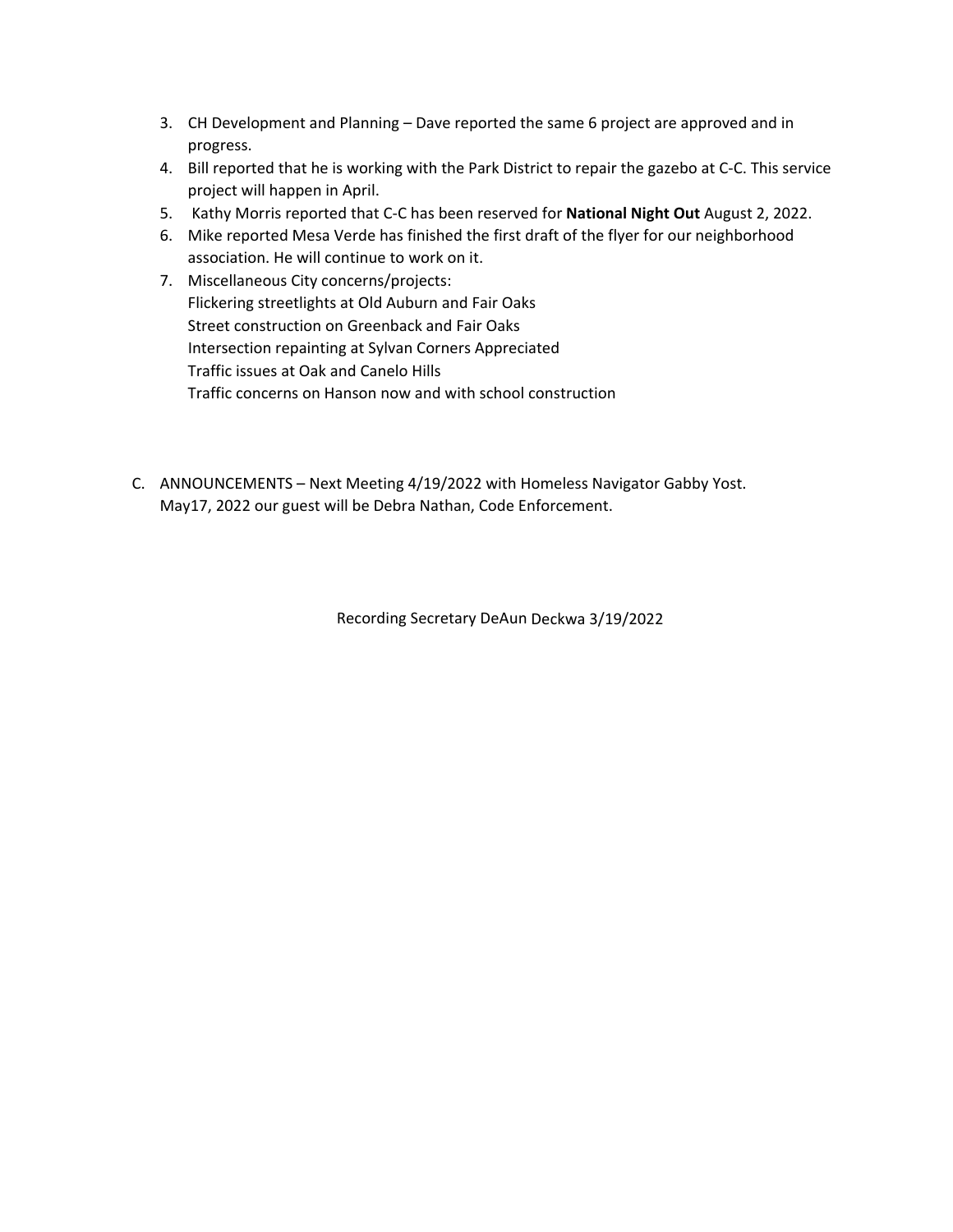3. CH Development and Planning – Dave reported the same 6 project are approved and in progress.
4. Bill reported that he is working with the Park District to repair the gazebo at C-C. This service project will happen in April.
5. Kathy Morris reported that C-C has been reserved for **National Night Out** August 2, 2022.
6. Mike reported Mesa Verde has finished the first draft of the flyer for our neighborhood association. He will continue to work on it.
7. Miscellaneous City concerns/projects:
   Flickering streetlights at Old Auburn and Fair Oaks
   Street construction on Greenback and Fair Oaks
   Intersection repainting at Sylvan Corners Appreciated
   Traffic issues at Oak and Canelo Hills
   Traffic concerns on Hanson now and with school construction

C. ANNOUNCEMENTS – Next Meeting 4/19/2022 with Homeless Navigator Gabby Yost.
May17, 2022 our guest will be Debra Nathan, Code Enforcement.

Recording Secretary DeAun Deckwa 3/19/2022